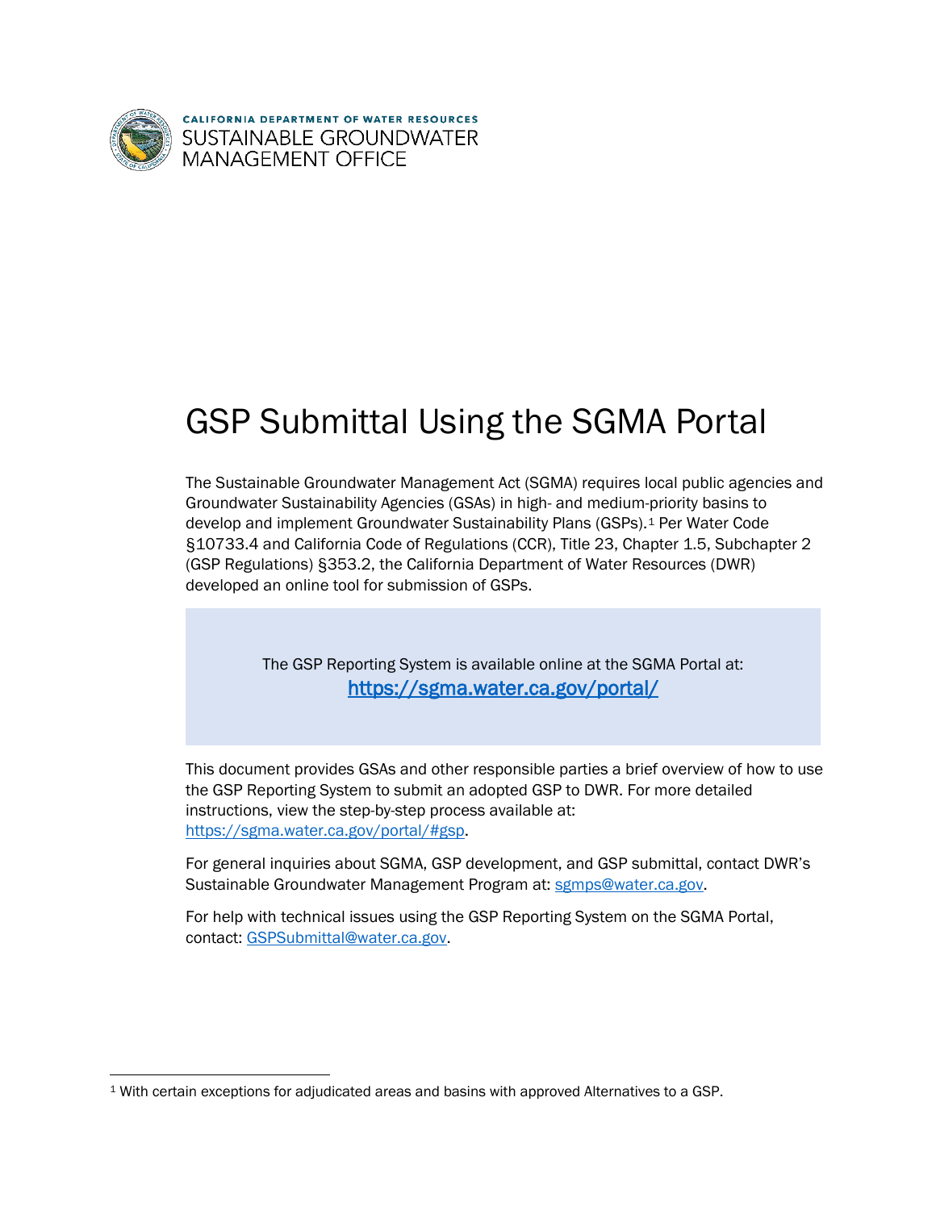CALIFORNIA DEPARTMENT OF WATER RESOURCES
SUSTAINABLE GROUNDWATER MANAGEMENT OFFICE

# GSP Submittal Using the SGMA Portal

The Sustainable Groundwater Management Act (SGMA) requires local public agencies and Groundwater Sustainability Agencies (GSAs) in high- and medium-priority basins to develop and implement Groundwater Sustainability Plans (GSPs).[1] Per Water Code §10733.4 and California Code of Regulations (CCR), Title 23, Chapter 1.5, Subchapter 2 (GSP Regulations) §353.2, the California Department of Water Resources (DWR) developed an online tool for submission of GSPs.

> The GSP Reporting System is available online at the SGMA Portal at:
> [https://sgma.water.ca.gov/portal/](https://sgma.water.ca.gov/portal/)

This document provides GSAs and other responsible parties a brief overview of how to use the GSP Reporting System to submit an adopted GSP to DWR. For more detailed instructions, view the step-by-step process available at: [https://sgma.water.ca.gov/portal/#gsp](https://sgma.water.ca.gov/portal/#gsp).

For general inquiries about SGMA, GSP development, and GSP submittal, contact DWR's Sustainable Groundwater Management Program at: [sgmps@water.ca.gov](mailto:sgmps@water.ca.gov).

For help with technical issues using the GSP Reporting System on the SGMA Portal, contact: [GSPSubmittal@water.ca.gov](mailto:GSPSubmittal@water.ca.gov).

---

[1] With certain exceptions for adjudicated areas and basins with approved Alternatives to a GSP.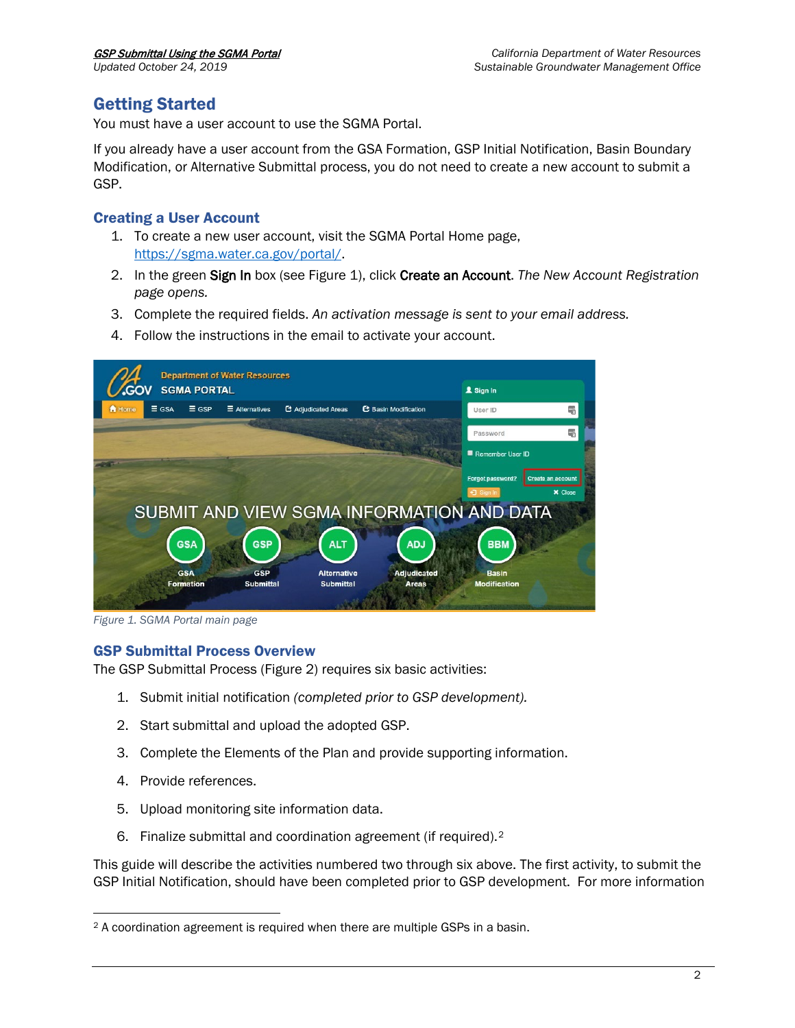## Getting Started

You must have a user account to use the SGMA Portal.

If you already have a user account from the GSA Formation, GSP Initial Notification, Basin Boundary Modification, or Alternative Submittal process, you do not need to create a new account to submit a GSP.

### Creating a User Account

1. To create a new user account, visit the SGMA Portal Home page, https://sgma.water.ca.gov/portal/.
2. In the green **Sign In** box (see Figure 1), click **Create an Account**. *The New Account Registration page opens.*
3. Complete the required fields. *An activation message is sent to your email address.*
4. Follow the instructions in the email to activate your account.

*Figure 1. SGMA Portal main page*

### GSP Submittal Process Overview

The GSP Submittal Process (Figure 2) requires six basic activities:

1. Submit initial notification *(completed prior to GSP development).*
2. Start submittal and upload the adopted GSP.
3. Complete the Elements of the Plan and provide supporting information.
4. Provide references.
5. Upload monitoring site information data.
6. Finalize submittal and coordination agreement (if required).[2]

This guide will describe the activities numbered two through six above. The first activity, to submit the GSP Initial Notification, should have been completed prior to GSP development. For more information

[2] A coordination agreement is required when there are multiple GSPs in a basin.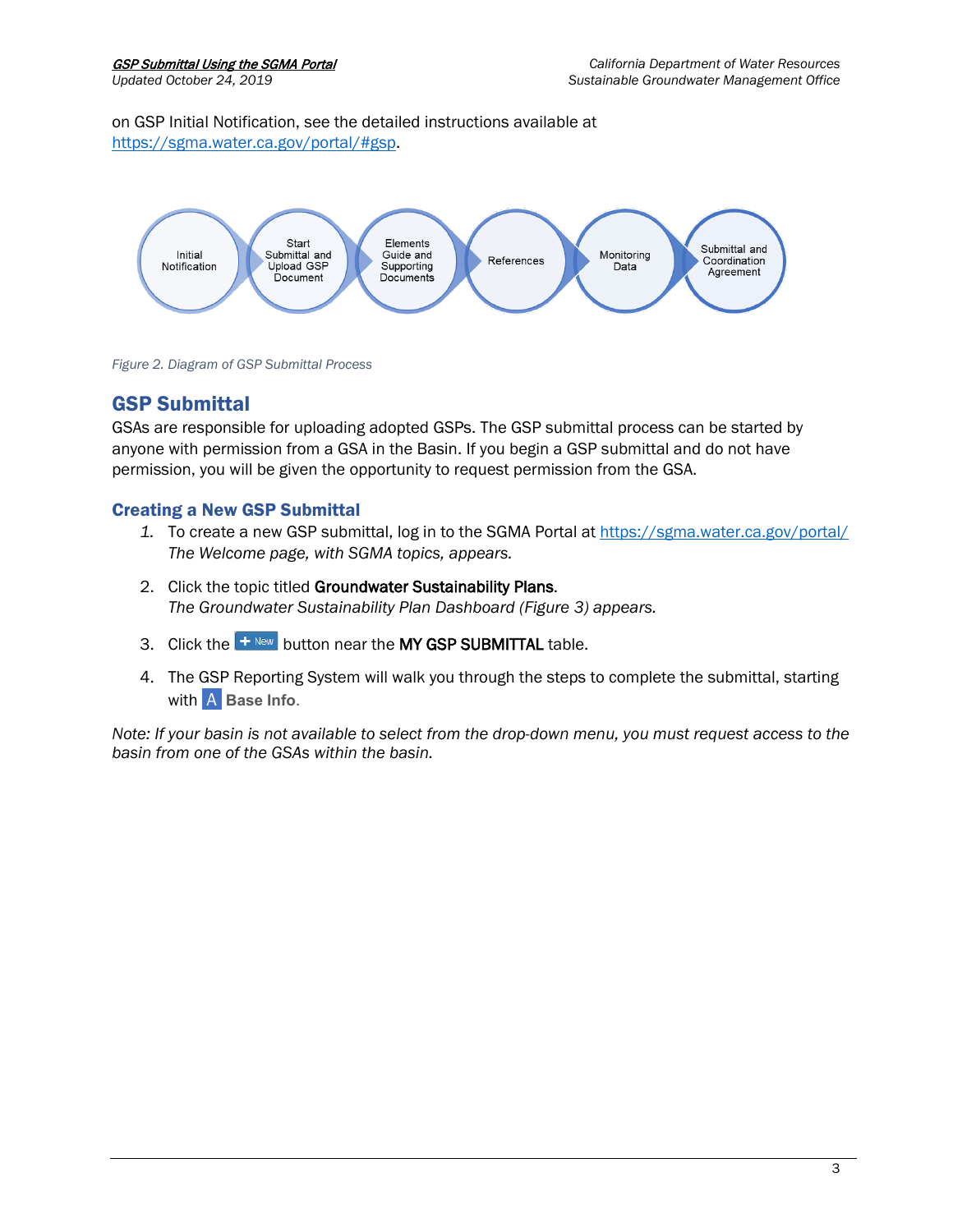on GSP Initial Notification, see the detailed instructions available at https://sgma.water.ca.gov/portal/#gsp.

Initial Notification → Start Submittal and Upload GSP Document → Elements Guide and Supporting Documents → References → Monitoring Data → Submittal and Coordination Agreement

*Figure 2. Diagram of GSP Submittal Process*

## GSP Submittal

GSAs are responsible for uploading adopted GSPs. The GSP submittal process can be started by anyone with permission from a GSA in the Basin. If you begin a GSP submittal and do not have permission, you will be given the opportunity to request permission from the GSA.

### Creating a New GSP Submittal

1. To create a new GSP submittal, log in to the SGMA Portal at https://sgma.water.ca.gov/portal/
   *The Welcome page, with SGMA topics, appears.*
2. Click the topic titled **Groundwater Sustainability Plans**.
   *The Groundwater Sustainability Plan Dashboard (Figure 3) appears.*
3. Click the **+ New** button near the **MY GSP SUBMITTAL** table.
4. The GSP Reporting System will walk you through the steps to complete the submittal, starting with **A Base Info**.

*Note: If your basin is not available to select from the drop-down menu, you must request access to the basin from one of the GSAs within the basin.*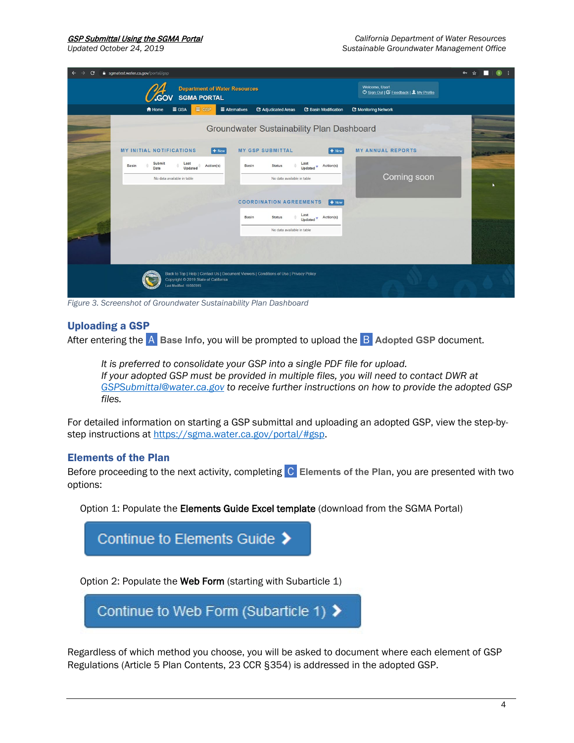Figure 3. Screenshot of Groundwater Sustainability Plan Dashboard

## Uploading a GSP

After entering the A **Base Info**, you will be prompted to upload the B **Adopted GSP** document.

> *It is preferred to consolidate your GSP into a single PDF file for upload.*
> *If your adopted GSP must be provided in multiple files, you will need to contact DWR at [GSPSubmittal@water.ca.gov](mailto:GSPSubmittal@water.ca.gov) to receive further instructions on how to provide the adopted GSP files.*

For detailed information on starting a GSP submittal and uploading an adopted GSP, view the step-by-step instructions at [https://sgma.water.ca.gov/portal/#gsp](https://sgma.water.ca.gov/portal/#gsp).

## Elements of the Plan

Before proceeding to the next activity, completing C **Elements of the Plan**, you are presented with two options:

Option 1: Populate the **Elements Guide Excel template** (download from the SGMA Portal)

Continue to Elements Guide >

Option 2: Populate the **Web Form** (starting with Subarticle 1)

Continue to Web Form (Subarticle 1) >

Regardless of which method you choose, you will be asked to document where each element of GSP Regulations (Article 5 Plan Contents, 23 CCR §354) is addressed in the adopted GSP.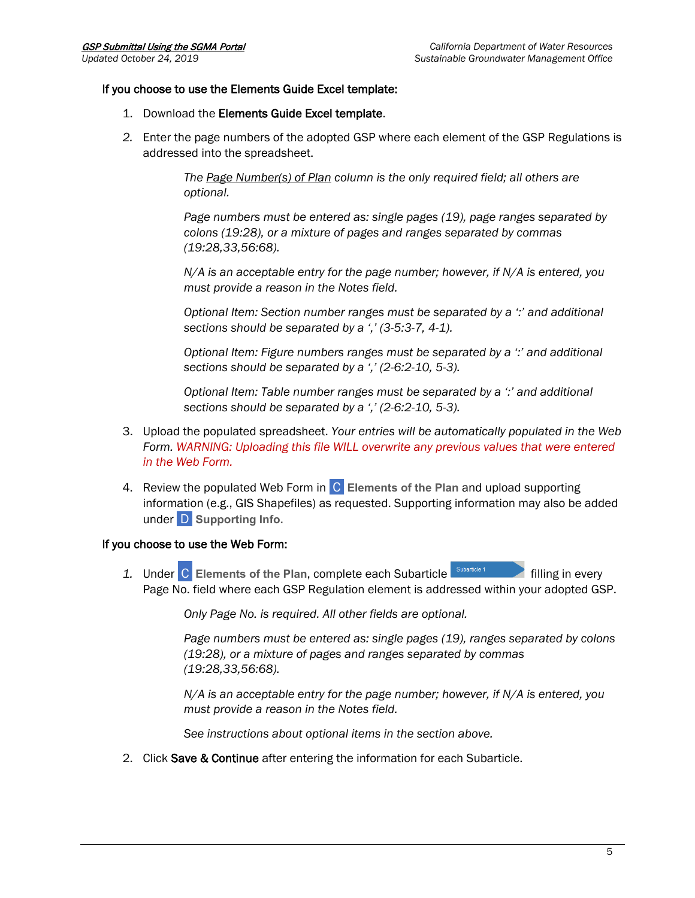**If you choose to use the Elements Guide Excel template:**

1. Download the **Elements Guide Excel template**.
2. Enter the page numbers of the adopted GSP where each element of the GSP Regulations is addressed into the spreadsheet.

   *The Page Number(s) of Plan column is the only required field; all others are optional.*

   *Page numbers must be entered as: single pages (19), page ranges separated by colons (19:28), or a mixture of pages and ranges separated by commas (19:28,33,56:68).*

   *N/A is an acceptable entry for the page number; however, if N/A is entered, you must provide a reason in the Notes field.*

   *Optional Item: Section number ranges must be separated by a ':' and additional sections should be separated by a ',' (3-5:3-7, 4-1).*

   *Optional Item: Figure numbers ranges must be separated by a ':' and additional sections should be separated by a ',' (2-6:2-10, 5-3).*

   *Optional Item: Table number ranges must be separated by a ':' and additional sections should be separated by a ',' (2-6:2-10, 5-3).*

3. Upload the populated spreadsheet. *Your entries will be automatically populated in the Web Form. WARNING: Uploading this file WILL overwrite any previous values that were entered in the Web Form.*
4. Review the populated Web Form in C **Elements of the Plan** and upload supporting information (e.g., GIS Shapefiles) as requested. Supporting information may also be added under D **Supporting Info.**

**If you choose to use the Web Form:**

1. Under C **Elements of the Plan**, complete each Subarticle [Subarticle 1] filling in every Page No. field where each GSP Regulation element is addressed within your adopted GSP.

   *Only Page No. is required. All other fields are optional.*

   *Page numbers must be entered as: single pages (19), ranges separated by colons (19:28), or a mixture of pages and ranges separated by commas (19:28,33,56:68).*

   *N/A is an acceptable entry for the page number; however, if N/A is entered, you must provide a reason in the Notes field.*

   *See instructions about optional items in the section above.*

2. Click **Save & Continue** after entering the information for each Subarticle.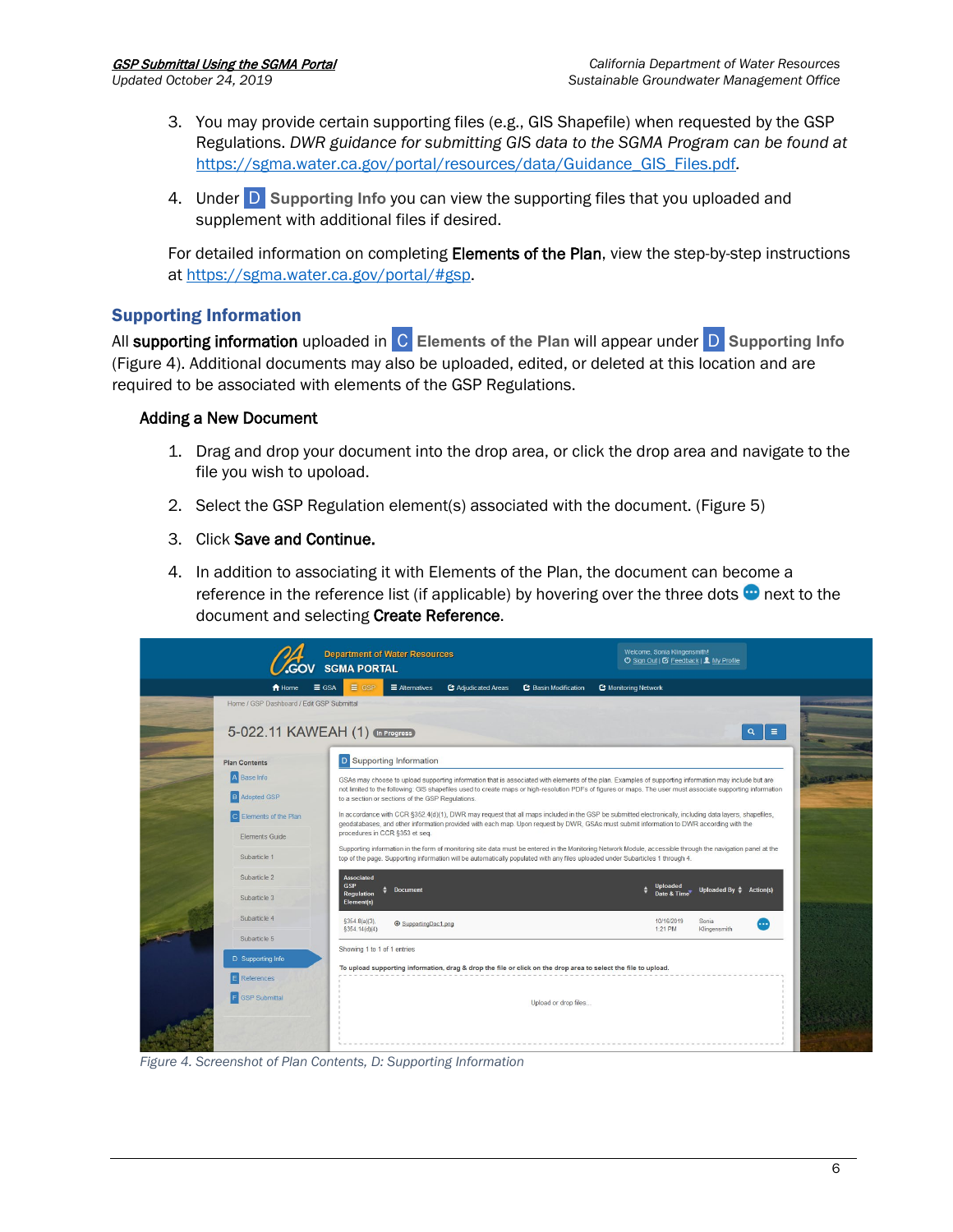3. You may provide certain supporting files (e.g., GIS Shapefile) when requested by the GSP Regulations. *DWR guidance for submitting GIS data to the SGMA Program can be found at* https://sgma.water.ca.gov/portal/resources/data/Guidance_GIS_Files.pdf.

4. Under D **Supporting Info** you can view the supporting files that you uploaded and supplement with additional files if desired.

For detailed information on completing **Elements of the Plan**, view the step-by-step instructions at https://sgma.water.ca.gov/portal/#gsp.

## Supporting Information

All **supporting information** uploaded in C **Elements of the Plan** will appear under D **Supporting Info** (Figure 4). Additional documents may also be uploaded, edited, or deleted at this location and are required to be associated with elements of the GSP Regulations.

### Adding a New Document

1. Drag and drop your document into the drop area, or click the drop area and navigate to the file you wish to upoload.

2. Select the GSP Regulation element(s) associated with the document. (Figure 5)

3. Click **Save and Continue.**

4. In addition to associating it with Elements of the Plan, the document can become a reference in the reference list (if applicable) by hovering over the three dots next to the document and selecting **Create Reference**.

*Figure 4. Screenshot of Plan Contents, D: Supporting Information*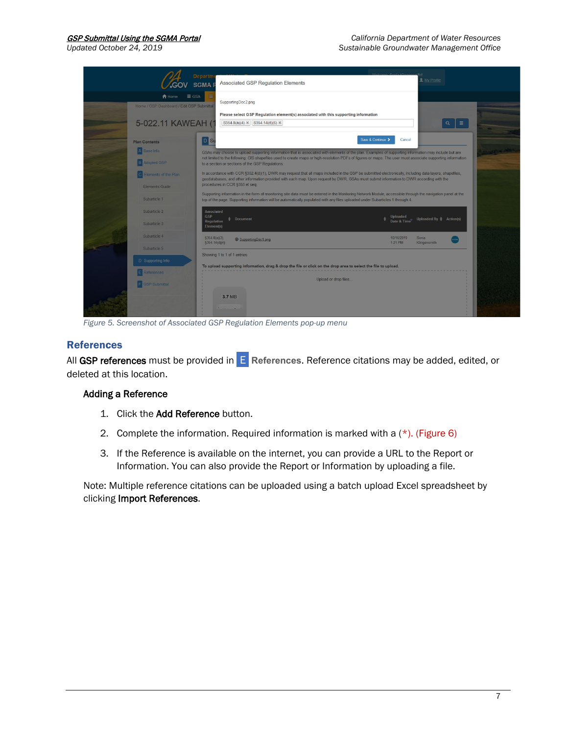Figure 5. Screenshot of Associated GSP Regulation Elements pop-up menu

## References

All **GSP references** must be provided in **E References**. Reference citations may be added, edited, or deleted at this location.

### Adding a Reference

1. Click the **Add Reference** button.
2. Complete the information. Required information is marked with a (*). (Figure 6)
3. If the Reference is available on the internet, you can provide a URL to the Report or Information. You can also provide the Report or Information by uploading a file.

Note: Multiple reference citations can be uploaded using a batch upload Excel spreadsheet by clicking **Import References**.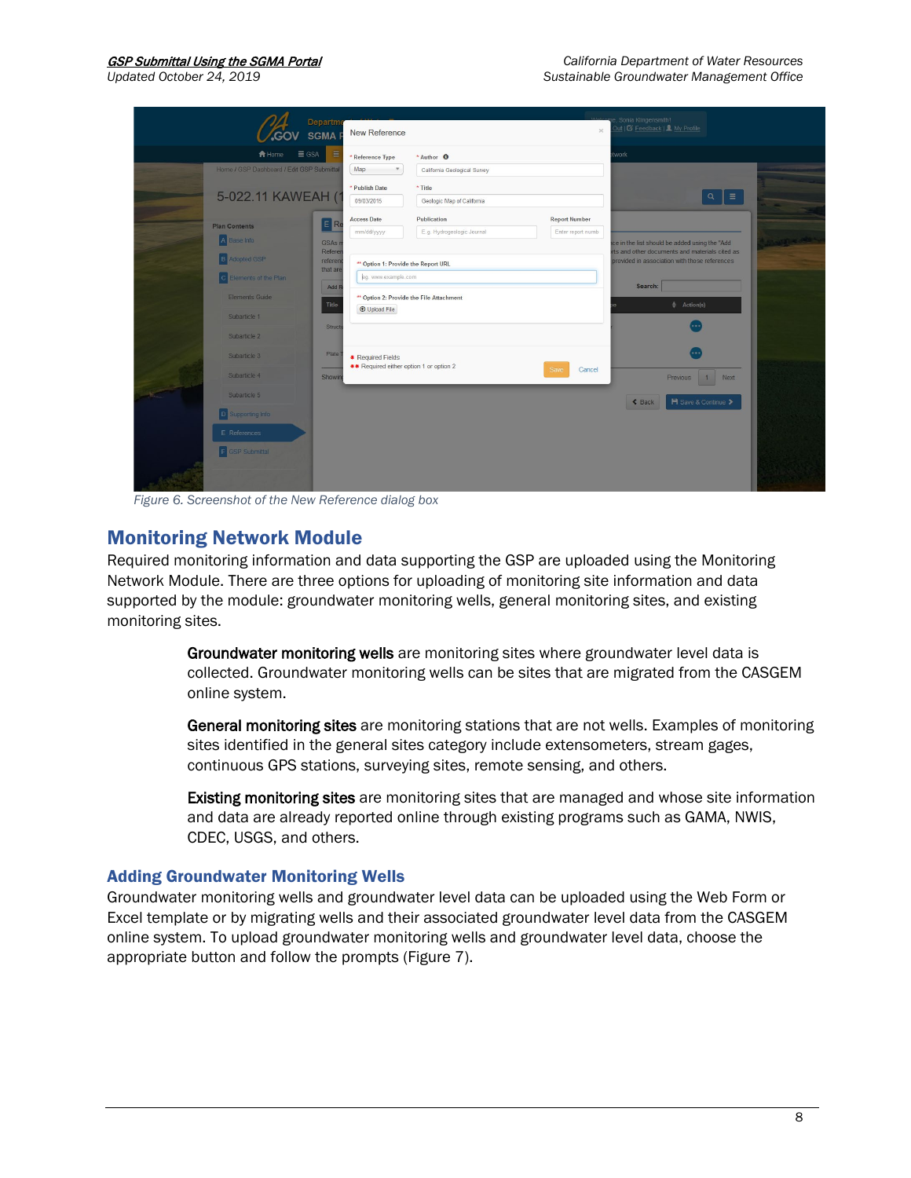*Figure 6. Screenshot of the New Reference dialog box*

## Monitoring Network Module

Required monitoring information and data supporting the GSP are uploaded using the Monitoring Network Module. There are three options for uploading of monitoring site information and data supported by the module: groundwater monitoring wells, general monitoring sites, and existing monitoring sites.

> **Groundwater monitoring wells** are monitoring sites where groundwater level data is collected. Groundwater monitoring wells can be sites that are migrated from the CASGEM online system.
>
> **General monitoring sites** are monitoring stations that are not wells. Examples of monitoring sites identified in the general sites category include extensometers, stream gages, continuous GPS stations, surveying sites, remote sensing, and others.
>
> **Existing monitoring sites** are monitoring sites that are managed and whose site information and data are already reported online through existing programs such as GAMA, NWIS, CDEC, USGS, and others.

### Adding Groundwater Monitoring Wells

Groundwater monitoring wells and groundwater level data can be uploaded using the Web Form or Excel template or by migrating wells and their associated groundwater level data from the CASGEM online system. To upload groundwater monitoring wells and groundwater level data, choose the appropriate button and follow the prompts (Figure 7).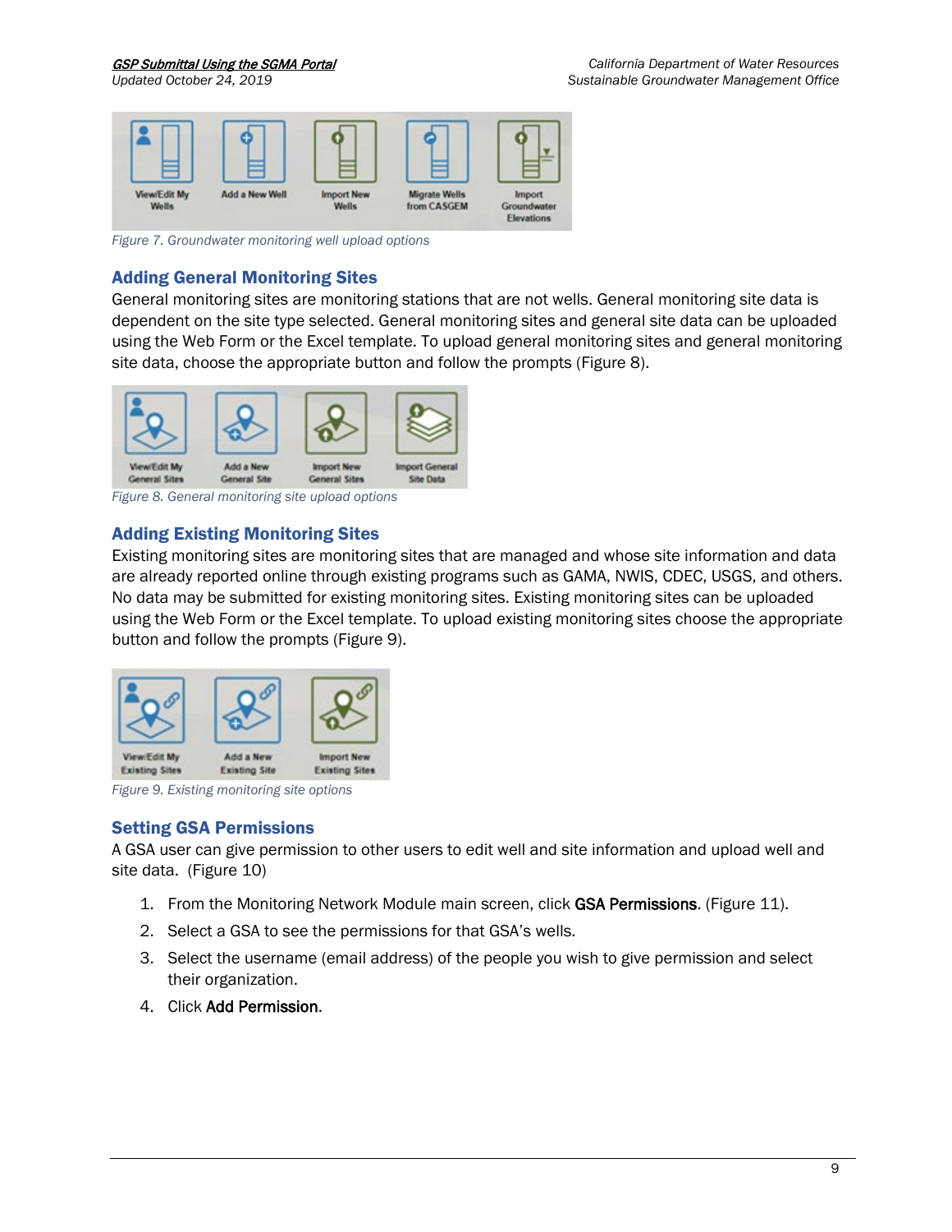Figure 7. Groundwater monitoring well upload options

## Adding General Monitoring Sites

General monitoring sites are monitoring stations that are not wells. General monitoring site data is dependent on the site type selected. General monitoring sites and general site data can be uploaded using the Web Form or the Excel template. To upload general monitoring sites and general monitoring site data, choose the appropriate button and follow the prompts (Figure 8).

Figure 8. General monitoring site upload options

## Adding Existing Monitoring Sites

Existing monitoring sites are monitoring sites that are managed and whose site information and data are already reported online through existing programs such as GAMA, NWIS, CDEC, USGS, and others. No data may be submitted for existing monitoring sites. Existing monitoring sites can be uploaded using the Web Form or the Excel template. To upload existing monitoring sites choose the appropriate button and follow the prompts (Figure 9).

Figure 9. Existing monitoring site options

## Setting GSA Permissions

A GSA user can give permission to other users to edit well and site information and upload well and site data. (Figure 10)

1. From the Monitoring Network Module main screen, click **GSA Permissions**. (Figure 11).
2. Select a GSA to see the permissions for that GSA's wells.
3. Select the username (email address) of the people you wish to give permission and select their organization.
4. Click **Add Permission**.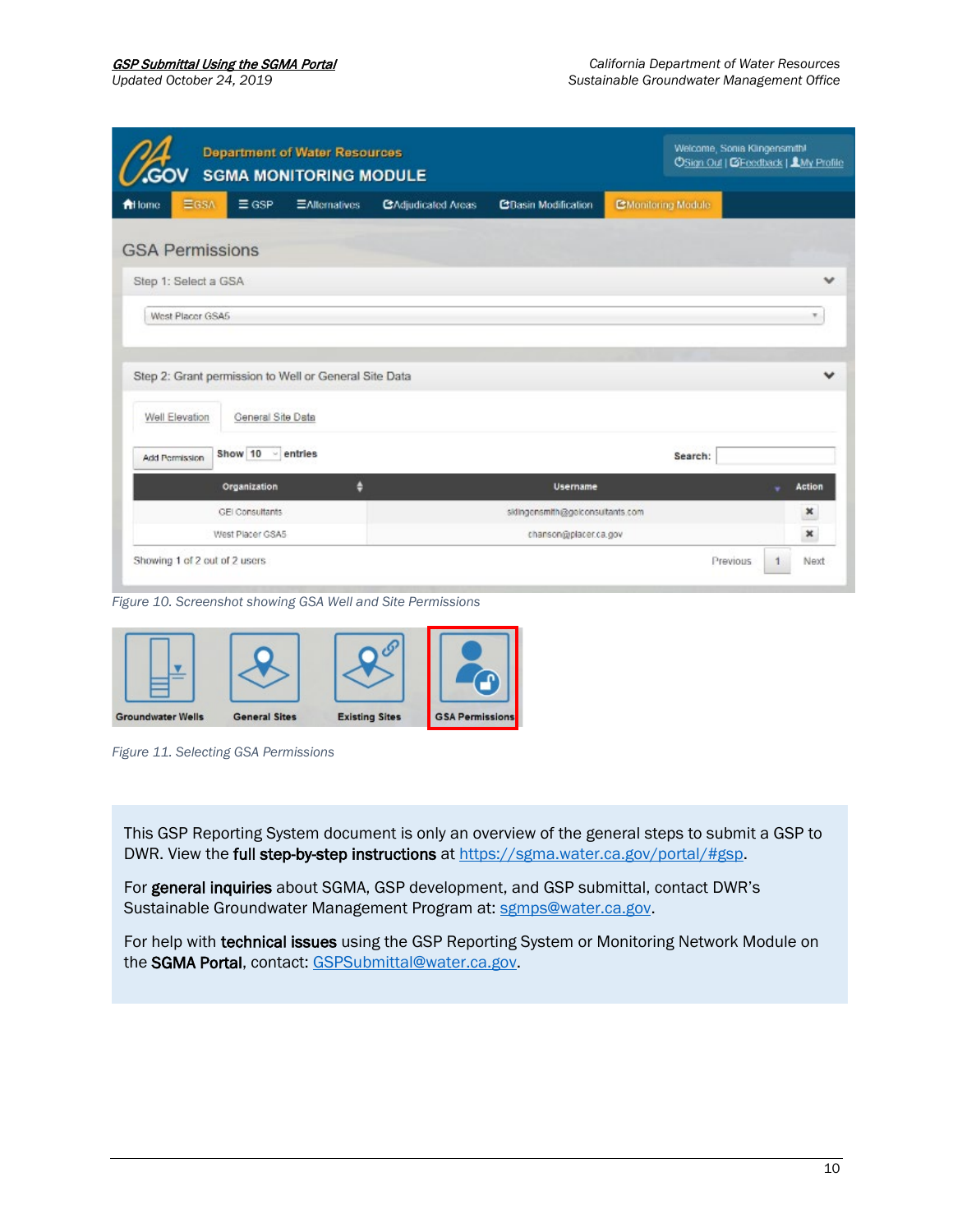Figure 10. Screenshot showing GSA Well and Site Permissions

Figure 11. Selecting GSA Permissions

This GSP Reporting System document is only an overview of the general steps to submit a GSP to DWR. View the **full step-by-step instructions** at https://sgma.water.ca.gov/portal/#gsp.

For **general inquiries** about SGMA, GSP development, and GSP submittal, contact DWR's Sustainable Groundwater Management Program at: sgmps@water.ca.gov.

For help with **technical issues** using the GSP Reporting System or Monitoring Network Module on the **SGMA Portal**, contact: GSPSubmittal@water.ca.gov.